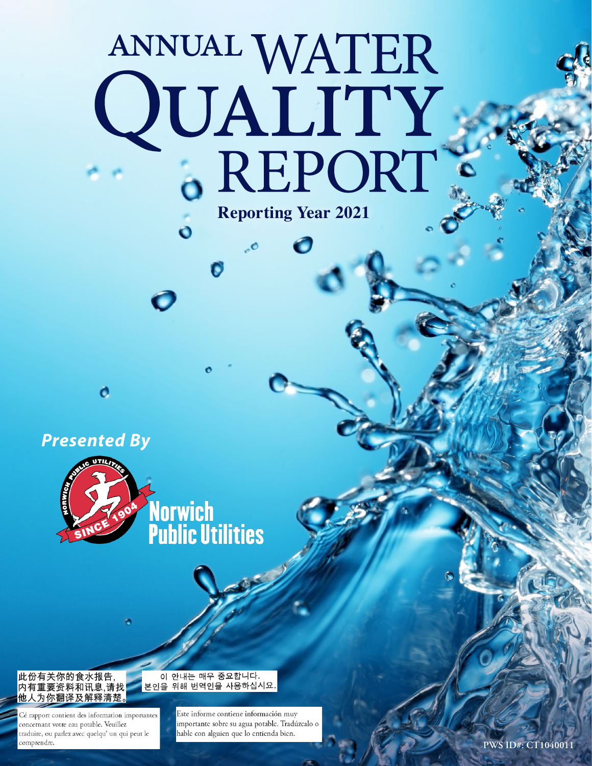# ANNUAL WATER QUALITY REPORT

**Reporting Year 2021**

***Presented By***

Norwich Public Utilities

此份有关你的食水报告,
内有重要资料和讯息,请找
他人为你翻译及解释清楚。

이 안내는 매우 중요합니다.
본인을 위해 번역인을 사용하십시요.

Cé rapport contient des information importantes concernant votre eau potable. Veuillez traduire, ou parlez avec quelqu' un qui peut le comprendre.

Este informe contiene información muy importante sobre su agua potable. Tradúzcalo o hable con alguien que lo entienda bien.

PWS ID#: CT1040011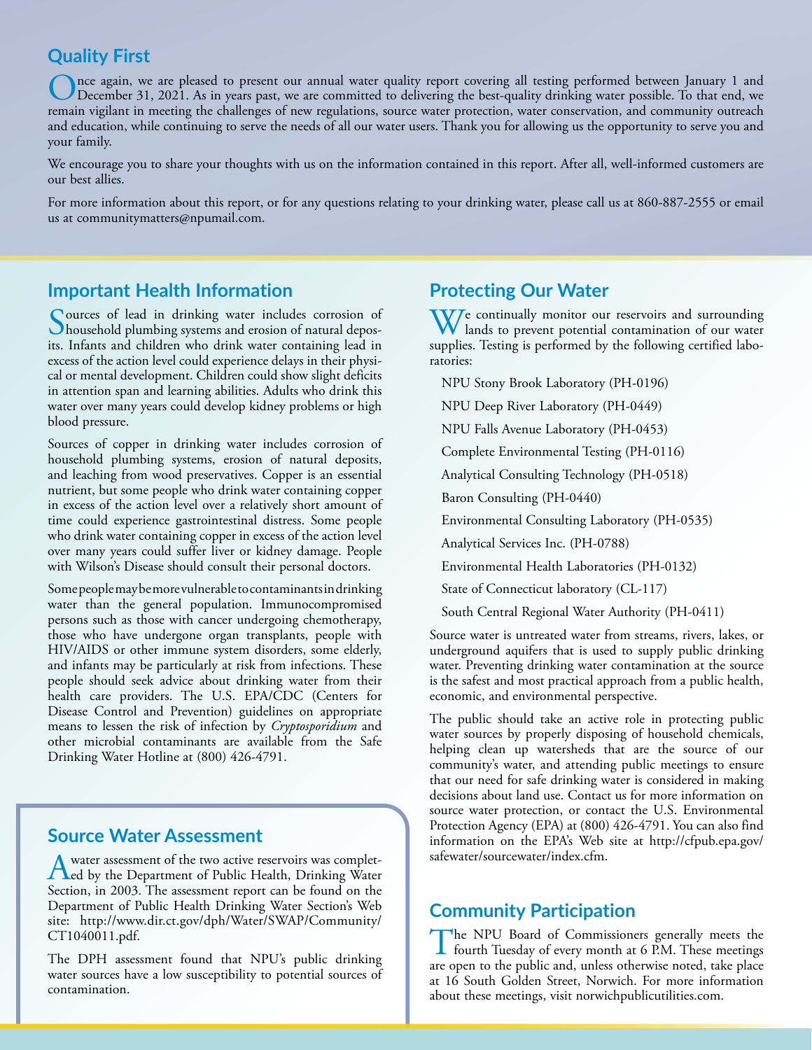## Quality First

Once again, we are pleased to present our annual water quality report covering all testing performed between January 1 and December 31, 2021. As in years past, we are committed to delivering the best-quality drinking water possible. To that end, we remain vigilant in meeting the challenges of new regulations, source water protection, water conservation, and community outreach and education, while continuing to serve the needs of all our water users. Thank you for allowing us the opportunity to serve you and your family.

We encourage you to share your thoughts with us on the information contained in this report. After all, well-informed customers are our best allies.

For more information about this report, or for any questions relating to your drinking water, please call us at 860-887-2555 or email us at communitymatters@npumail.com.

## Important Health Information

Sources of lead in drinking water includes corrosion of household plumbing systems and erosion of natural deposits. Infants and children who drink water containing lead in excess of the action level could experience delays in their physical or mental development. Children could show slight deficits in attention span and learning abilities. Adults who drink this water over many years could develop kidney problems or high blood pressure.

Sources of copper in drinking water includes corrosion of household plumbing systems, erosion of natural deposits, and leaching from wood preservatives. Copper is an essential nutrient, but some people who drink water containing copper in excess of the action level over a relatively short amount of time could experience gastrointestinal distress. Some people who drink water containing copper in excess of the action level over many years could suffer liver or kidney damage. People with Wilson's Disease should consult their personal doctors.

Some people may be more vulnerable to contaminants in drinking water than the general population. Immunocompromised persons such as those with cancer undergoing chemotherapy, those who have undergone organ transplants, people with HIV/AIDS or other immune system disorders, some elderly, and infants may be particularly at risk from infections. These people should seek advice about drinking water from their health care providers. The U.S. EPA/CDC (Centers for Disease Control and Prevention) guidelines on appropriate means to lessen the risk of infection by *Cryptosporidium* and other microbial contaminants are available from the Safe Drinking Water Hotline at (800) 426-4791.

## Source Water Assessment

A water assessment of the two active reservoirs was completed by the Department of Public Health, Drinking Water Section, in 2003. The assessment report can be found on the Department of Public Health Drinking Water Section's Web site: http://www.dir.ct.gov/dph/Water/SWAP/Community/CT1040011.pdf.

The DPH assessment found that NPU's public drinking water sources have a low susceptibility to potential sources of contamination.

## Protecting Our Water

We continually monitor our reservoirs and surrounding lands to prevent potential contamination of our water supplies. Testing is performed by the following certified laboratories:

- NPU Stony Brook Laboratory (PH-0196)
- NPU Deep River Laboratory (PH-0449)
- NPU Falls Avenue Laboratory (PH-0453)
- Complete Environmental Testing (PH-0116)
- Analytical Consulting Technology (PH-0518)
- Baron Consulting (PH-0440)
- Environmental Consulting Laboratory (PH-0535)
- Analytical Services Inc. (PH-0788)
- Environmental Health Laboratories (PH-0132)
- State of Connecticut laboratory (CL-117)
- South Central Regional Water Authority (PH-0411)

Source water is untreated water from streams, rivers, lakes, or underground aquifers that is used to supply public drinking water. Preventing drinking water contamination at the source is the safest and most practical approach from a public health, economic, and environmental perspective.

The public should take an active role in protecting public water sources by properly disposing of household chemicals, helping clean up watersheds that are the source of our community's water, and attending public meetings to ensure that our need for safe drinking water is considered in making decisions about land use. Contact us for more information on source water protection, or contact the U.S. Environmental Protection Agency (EPA) at (800) 426-4791. You can also find information on the EPA's Web site at http://cfpub.epa.gov/safewater/sourcewater/index.cfm.

## Community Participation

The NPU Board of Commissioners generally meets the fourth Tuesday of every month at 6 P.M. These meetings are open to the public and, unless otherwise noted, take place at 16 South Golden Street, Norwich. For more information about these meetings, visit norwichpublicutilities.com.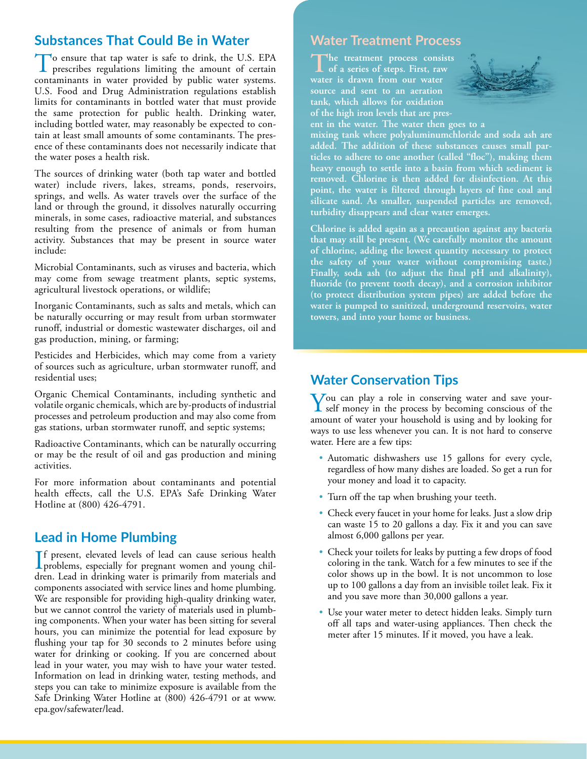## Substances That Could Be in Water

To ensure that tap water is safe to drink, the U.S. EPA prescribes regulations limiting the amount of certain contaminants in water provided by public water systems. U.S. Food and Drug Administration regulations establish limits for contaminants in bottled water that must provide the same protection for public health. Drinking water, including bottled water, may reasonably be expected to contain at least small amounts of some contaminants. The presence of these contaminants does not necessarily indicate that the water poses a health risk.

The sources of drinking water (both tap water and bottled water) include rivers, lakes, streams, ponds, reservoirs, springs, and wells. As water travels over the surface of the land or through the ground, it dissolves naturally occurring minerals, in some cases, radioactive material, and substances resulting from the presence of animals or from human activity. Substances that may be present in source water include:

Microbial Contaminants, such as viruses and bacteria, which may come from sewage treatment plants, septic systems, agricultural livestock operations, or wildlife;

Inorganic Contaminants, such as salts and metals, which can be naturally occurring or may result from urban stormwater runoff, industrial or domestic wastewater discharges, oil and gas production, mining, or farming;

Pesticides and Herbicides, which may come from a variety of sources such as agriculture, urban stormwater runoff, and residential uses;

Organic Chemical Contaminants, including synthetic and volatile organic chemicals, which are by-products of industrial processes and petroleum production and may also come from gas stations, urban stormwater runoff, and septic systems;

Radioactive Contaminants, which can be naturally occurring or may be the result of oil and gas production and mining activities.

For more information about contaminants and potential health effects, call the U.S. EPA's Safe Drinking Water Hotline at (800) 426-4791.

## Lead in Home Plumbing

If present, elevated levels of lead can cause serious health problems, especially for pregnant women and young children. Lead in drinking water is primarily from materials and components associated with service lines and home plumbing. We are responsible for providing high-quality drinking water, but we cannot control the variety of materials used in plumbing components. When your water has been sitting for several hours, you can minimize the potential for lead exposure by flushing your tap for 30 seconds to 2 minutes before using water for drinking or cooking. If you are concerned about lead in your water, you may wish to have your water tested. Information on lead in drinking water, testing methods, and steps you can take to minimize exposure is available from the Safe Drinking Water Hotline at (800) 426-4791 or at www.epa.gov/safewater/lead.

## Water Treatment Process

**The treatment process consists of a series of steps. First, raw water is drawn from our water source and sent to an aeration tank, which allows for oxidation of the high iron levels that are present in the water. The water then goes to a mixing tank where polyaluminumchloride and soda ash are added. The addition of these substances causes small particles to adhere to one another (called "floc"), making them heavy enough to settle into a basin from which sediment is removed. Chlorine is then added for disinfection. At this point, the water is filtered through layers of fine coal and silicate sand. As smaller, suspended particles are removed, turbidity disappears and clear water emerges.**

**Chlorine is added again as a precaution against any bacteria that may still be present. (We carefully monitor the amount of chlorine, adding the lowest quantity necessary to protect the safety of your water without compromising taste.) Finally, soda ash (to adjust the final pH and alkalinity), fluoride (to prevent tooth decay), and a corrosion inhibitor (to protect distribution system pipes) are added before the water is pumped to sanitized, underground reservoirs, water towers, and into your home or business.**

## Water Conservation Tips

You can play a role in conserving water and save yourself money in the process by becoming conscious of the amount of water your household is using and by looking for ways to use less whenever you can. It is not hard to conserve water. Here are a few tips:

- Automatic dishwashers use 15 gallons for every cycle, regardless of how many dishes are loaded. So get a run for your money and load it to capacity.
- Turn off the tap when brushing your teeth.
- Check every faucet in your home for leaks. Just a slow drip can waste 15 to 20 gallons a day. Fix it and you can save almost 6,000 gallons per year.
- Check your toilets for leaks by putting a few drops of food coloring in the tank. Watch for a few minutes to see if the color shows up in the bowl. It is not uncommon to lose up to 100 gallons a day from an invisible toilet leak. Fix it and you save more than 30,000 gallons a year.
- Use your water meter to detect hidden leaks. Simply turn off all taps and water-using appliances. Then check the meter after 15 minutes. If it moved, you have a leak.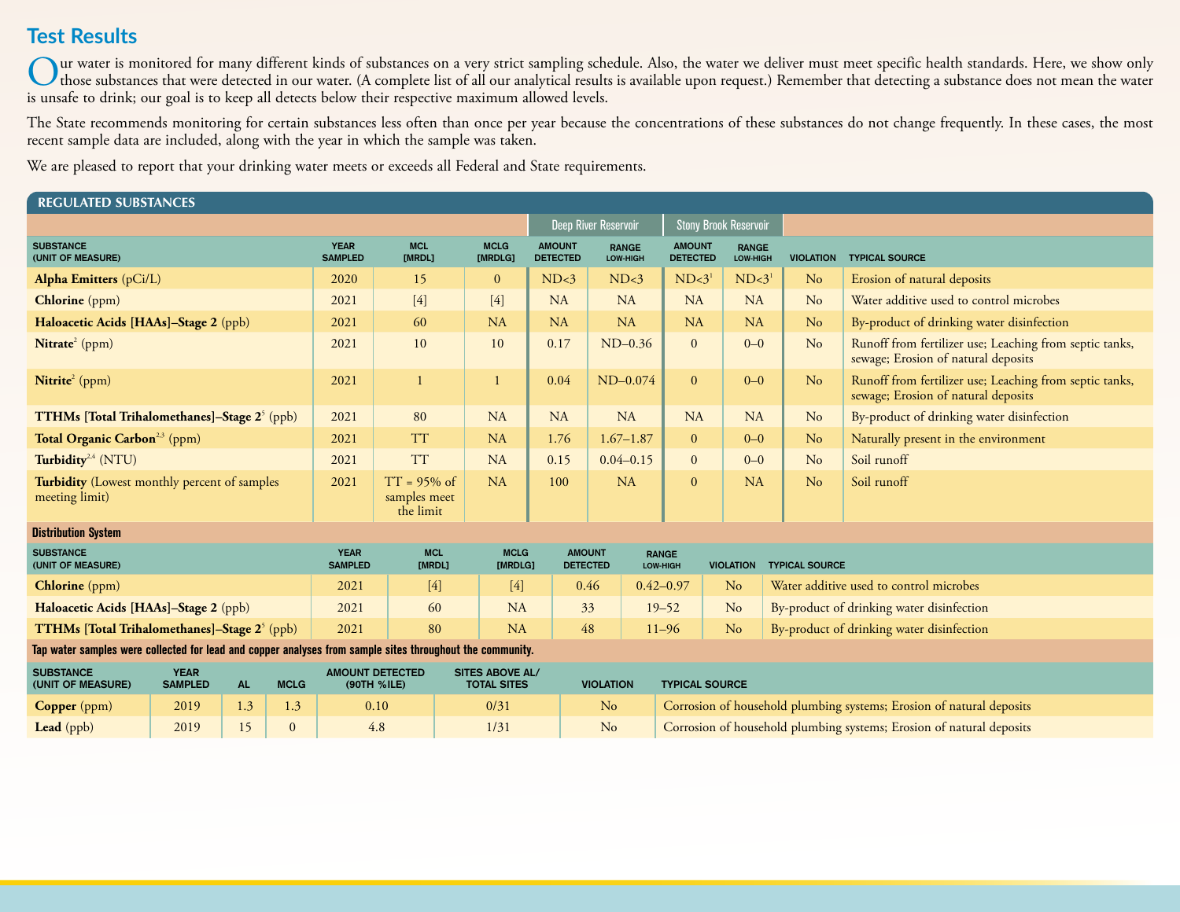## Test Results

Our water is monitored for many different kinds of substances on a very strict sampling schedule. Also, the water we deliver must meet specific health standards. Here, we show only those substances that were detected in our water. (A complete list of all our analytical results is available upon request.) Remember that detecting a substance does not mean the water is unsafe to drink; our goal is to keep all detects below their respective maximum allowed levels.

The State recommends monitoring for certain substances less often than once per year because the concentrations of these substances do not change frequently. In these cases, the most recent sample data are included, along with the year in which the sample was taken.

We are pleased to report that your drinking water meets or exceeds all Federal and State requirements.

### REGULATED SUBSTANCES

| | | | | Deep River Reservoir | | Stony Brook Reservoir | | | |
|---|---|---|---|---|---|---|---|---|---|
| SUBSTANCE (UNIT OF MEASURE) | YEAR SAMPLED | MCL [MRDL] | MCLG [MRDLG] | AMOUNT DETECTED | RANGE LOW-HIGH | AMOUNT DETECTED | RANGE LOW-HIGH | VIOLATION | TYPICAL SOURCE |
| **Alpha Emitters** (pCi/L) | 2020 | 15 | 0 | ND<3 | ND<3 | ND<3[1] | ND<3[1] | No | Erosion of natural deposits |
| **Chlorine** (ppm) | 2021 | [4] | [4] | NA | NA | NA | NA | No | Water additive used to control microbes |
| **Haloacetic Acids [HAAs]–Stage 2** (ppb) | 2021 | 60 | NA | NA | NA | NA | NA | No | By-product of drinking water disinfection |
| **Nitrate**[2] (ppm) | 2021 | 10 | 10 | 0.17 | ND–0.36 | 0 | 0–0 | No | Runoff from fertilizer use; Leaching from septic tanks, sewage; Erosion of natural deposits |
| **Nitrite**[2] (ppm) | 2021 | 1 | 1 | 0.04 | ND–0.074 | 0 | 0–0 | No | Runoff from fertilizer use; Leaching from septic tanks, sewage; Erosion of natural deposits |
| **TTHMs [Total Trihalomethanes]–Stage 2**[5] (ppb) | 2021 | 80 | NA | NA | NA | NA | NA | No | By-product of drinking water disinfection |
| **Total Organic Carbon**[2,3] (ppm) | 2021 | TT | NA | 1.76 | 1.67–1.87 | 0 | 0–0 | No | Naturally present in the environment |
| **Turbidity**[2,4] (NTU) | 2021 | TT | NA | 0.15 | 0.04–0.15 | 0 | 0–0 | No | Soil runoff |
| **Turbidity** (Lowest monthly percent of samples meeting limit) | 2021 | TT = 95% of samples meet the limit | NA | 100 | NA | 0 | NA | No | Soil runoff |

**Distribution System**

| SUBSTANCE (UNIT OF MEASURE) | YEAR SAMPLED | MCL [MRDL] | MCLG [MRDLG] | AMOUNT DETECTED | RANGE LOW-HIGH | VIOLATION | TYPICAL SOURCE |
|---|---|---|---|---|---|---|---|
| **Chlorine** (ppm) | 2021 | [4] | [4] | 0.46 | 0.42–0.97 | No | Water additive used to control microbes |
| **Haloacetic Acids [HAAs]–Stage 2** (ppb) | 2021 | 60 | NA | 33 | 19–52 | No | By-product of drinking water disinfection |
| **TTHMs [Total Trihalomethanes]–Stage 2**[5] (ppb) | 2021 | 80 | NA | 48 | 11–96 | No | By-product of drinking water disinfection |

**Tap water samples were collected for lead and copper analyses from sample sites throughout the community.**

| SUBSTANCE (UNIT OF MEASURE) | YEAR SAMPLED | AL | MCLG | AMOUNT DETECTED (90TH %ILE) | SITES ABOVE AL/ TOTAL SITES | VIOLATION | TYPICAL SOURCE |
|---|---|---|---|---|---|---|---|
| **Copper** (ppm) | 2019 | 1.3 | 1.3 | 0.10 | 0/31 | No | Corrosion of household plumbing systems; Erosion of natural deposits |
| **Lead** (ppb) | 2019 | 15 | 0 | 4.8 | 1/31 | No | Corrosion of household plumbing systems; Erosion of natural deposits |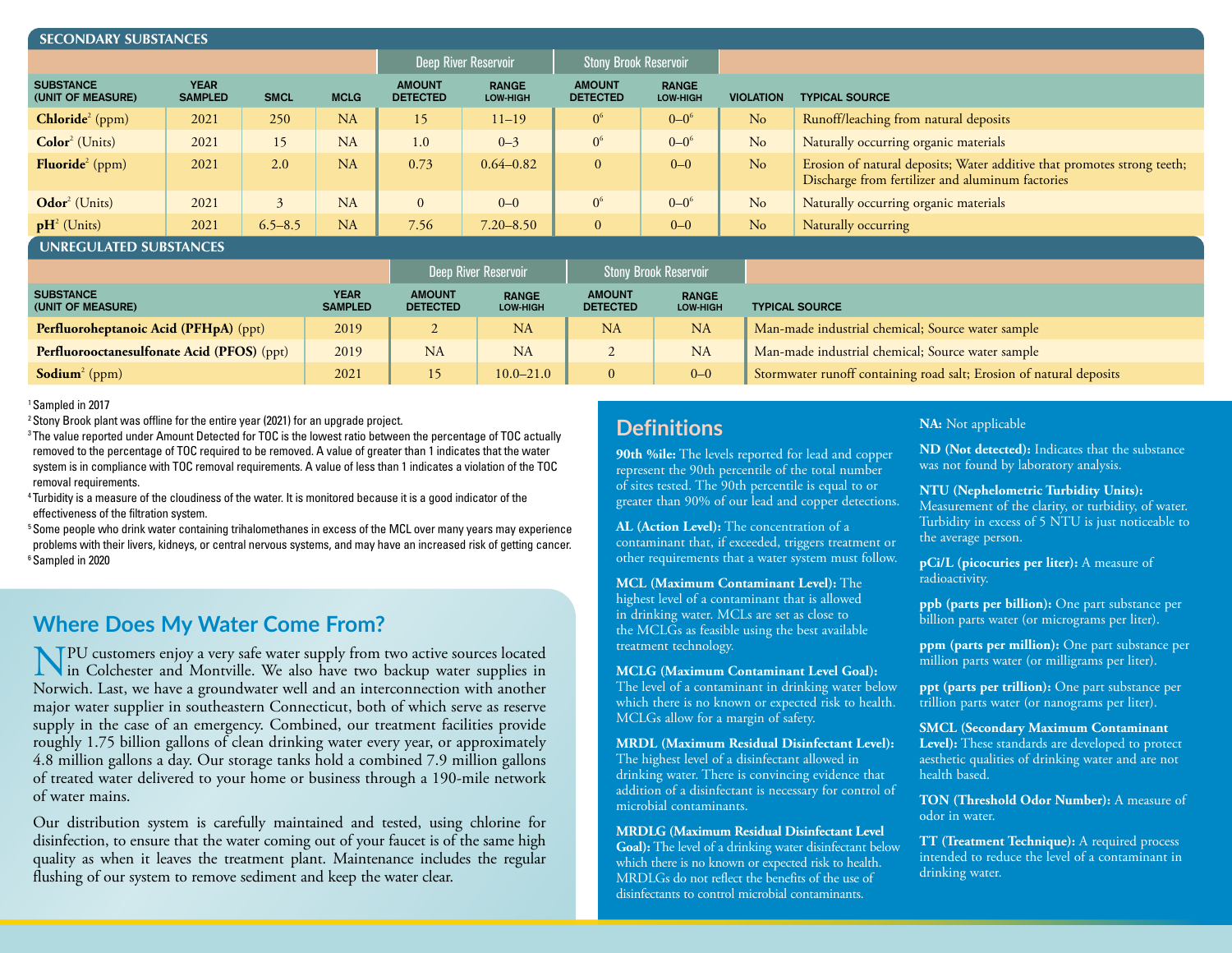## SECONDARY SUBSTANCES

| | | | | Deep River Reservoir | | Stony Brook Reservoir | | | |
|---|---|---|---|---|---|---|---|---|---|
| SUBSTANCE (UNIT OF MEASURE) | YEAR SAMPLED | SMCL | MCLG | AMOUNT DETECTED | RANGE LOW-HIGH | AMOUNT DETECTED | RANGE LOW-HIGH | VIOLATION | TYPICAL SOURCE |
| **Chloride**[2] (ppm) | 2021 | 250 | NA | 15 | 11–19 | 0[6] | 0–0[6] | No | Runoff/leaching from natural deposits |
| **Color**[2] (Units) | 2021 | 15 | NA | 1.0 | 0–3 | 0[6] | 0–0[6] | No | Naturally occurring organic materials |
| **Fluoride**[2] (ppm) | 2021 | 2.0 | NA | 0.73 | 0.64–0.82 | 0 | 0–0 | No | Erosion of natural deposits; Water additive that promotes strong teeth; Discharge from fertilizer and aluminum factories |
| **Odor**[2] (Units) | 2021 | 3 | NA | 0 | 0–0 | 0[6] | 0–0[6] | No | Naturally occurring organic materials |
| **pH**[2] (Units) | 2021 | 6.5–8.5 | NA | 7.56 | 7.20–8.50 | 0 | 0–0 | No | Naturally occurring |

## UNREGULATED SUBSTANCES

| | | Deep River Reservoir | | Stony Brook Reservoir | | |
|---|---|---|---|---|---|---|
| SUBSTANCE (UNIT OF MEASURE) | YEAR SAMPLED | AMOUNT DETECTED | RANGE LOW-HIGH | AMOUNT DETECTED | RANGE LOW-HIGH | TYPICAL SOURCE |
| **Perfluoroheptanoic Acid (PFHpA)** (ppt) | 2019 | 2 | NA | NA | NA | Man-made industrial chemical; Source water sample |
| **Perfluorooctanesulfonate Acid (PFOS)** (ppt) | 2019 | NA | NA | 2 | NA | Man-made industrial chemical; Source water sample |
| **Sodium**[2] (ppm) | 2021 | 15 | 10.0–21.0 | 0 | 0–0 | Stormwater runoff containing road salt; Erosion of natural deposits |

[1] Sampled in 2017

[2] Stony Brook plant was offline for the entire year (2021) for an upgrade project.

[3] The value reported under Amount Detected for TOC is the lowest ratio between the percentage of TOC actually removed to the percentage of TOC required to be removed. A value of greater than 1 indicates that the water system is in compliance with TOC removal requirements. A value of less than 1 indicates a violation of the TOC removal requirements.

[4] Turbidity is a measure of the cloudiness of the water. It is monitored because it is a good indicator of the effectiveness of the filtration system.

[5] Some people who drink water containing trihalomethanes in excess of the MCL over many years may experience problems with their livers, kidneys, or central nervous systems, and may have an increased risk of getting cancer.

[6] Sampled in 2020

## Where Does My Water Come From?

NPU customers enjoy a very safe water supply from two active sources located in Colchester and Montville. We also have two backup water supplies in Norwich. Last, we have a groundwater well and an interconnection with another major water supplier in southeastern Connecticut, both of which serve as reserve supply in the case of an emergency. Combined, our treatment facilities provide roughly 1.75 billion gallons of clean drinking water every year, or approximately 4.8 million gallons a day. Our storage tanks hold a combined 7.9 million gallons of treated water delivered to your home or business through a 190-mile network of water mains.

Our distribution system is carefully maintained and tested, using chlorine for disinfection, to ensure that the water coming out of your faucet is of the same high quality as when it leaves the treatment plant. Maintenance includes the regular flushing of our system to remove sediment and keep the water clear.

## Definitions

**90th %ile:** The levels reported for lead and copper represent the 90th percentile of the total number of sites tested. The 90th percentile is equal to or greater than 90% of our lead and copper detections.

**AL (Action Level):** The concentration of a contaminant that, if exceeded, triggers treatment or other requirements that a water system must follow.

**MCL (Maximum Contaminant Level):** The highest level of a contaminant that is allowed in drinking water. MCLs are set as close to the MCLGs as feasible using the best available treatment technology.

**MCLG (Maximum Contaminant Level Goal):** The level of a contaminant in drinking water below which there is no known or expected risk to health. MCLGs allow for a margin of safety.

**MRDL (Maximum Residual Disinfectant Level):** The highest level of a disinfectant allowed in drinking water. There is convincing evidence that addition of a disinfectant is necessary for control of microbial contaminants.

**MRDLG (Maximum Residual Disinfectant Level Goal):** The level of a drinking water disinfectant below which there is no known or expected risk to health. MRDLGs do not reflect the benefits of the use of disinfectants to control microbial contaminants.

**NA:** Not applicable

**ND (Not detected):** Indicates that the substance was not found by laboratory analysis.

**NTU (Nephelometric Turbidity Units):** Measurement of the clarity, or turbidity, of water. Turbidity in excess of 5 NTU is just noticeable to the average person.

**pCi/L (picocuries per liter):** A measure of radioactivity.

**ppb (parts per billion):** One part substance per billion parts water (or micrograms per liter).

**ppm (parts per million):** One part substance per million parts water (or milligrams per liter).

**ppt (parts per trillion):** One part substance per trillion parts water (or nanograms per liter).

**SMCL (Secondary Maximum Contaminant Level):** These standards are developed to protect aesthetic qualities of drinking water and are not health based.

**TON (Threshold Odor Number):** A measure of odor in water.

**TT (Treatment Technique):** A required process intended to reduce the level of a contaminant in drinking water.